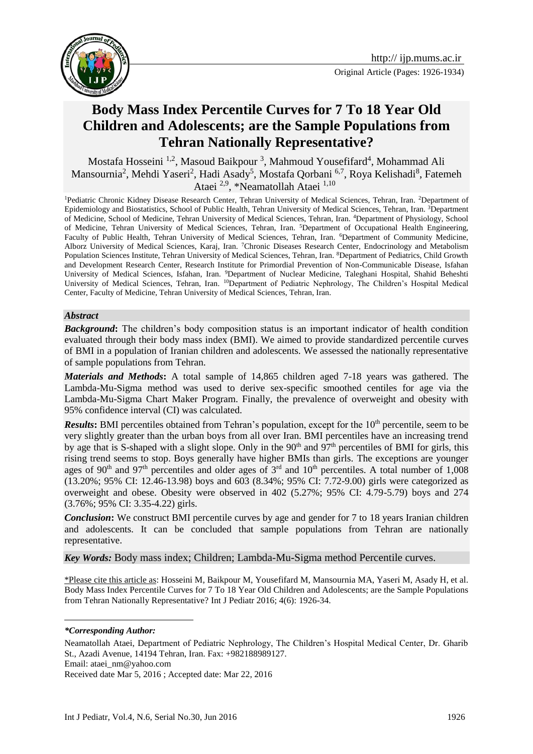Original Article (Pages: 1926-1934)

# Body Mass Index Percentile Curves for 7 To 18 Year Old Children and Adolescents; are the Sample Populations from Tehran Nationally Representative?

Mostafa Hosseini [1,2], Masoud Baikpour [3], Mahmoud Yousefifard[4], Mohammad Ali Mansournia[2], Mehdi Yaseri[2], Hadi Asady[5], Mostafa Qorbani [6,7], Roya Kelishadi[8], Fatemeh Ataei [2,9], *Neamatollah Ataei [1,10]

[1]Pediatric Chronic Kidney Disease Research Center, Tehran University of Medical Sciences, Tehran, Iran. [2]Department of Epidemiology and Biostatistics, School of Public Health, Tehran University of Medical Sciences, Tehran, Iran. [3]Department of Medicine, School of Medicine, Tehran University of Medical Sciences, Tehran, Iran. [4]Department of Physiology, School of Medicine, Tehran University of Medical Sciences, Tehran, Iran. [5]Department of Occupational Health Engineering, Faculty of Public Health, Tehran University of Medical Sciences, Tehran, Iran. [6]Department of Community Medicine, Alborz University of Medical Sciences, Karaj, Iran. [7]Chronic Diseases Research Center, Endocrinology and Metabolism Population Sciences Institute, Tehran University of Medical Sciences, Tehran, Iran. [8]Department of Pediatrics, Child Growth and Development Research Center, Research Institute for Primordial Prevention of Non-Communicable Disease, Isfahan University of Medical Sciences, Isfahan, Iran. [9]Department of Nuclear Medicine, Taleghani Hospital, Shahid Beheshti University of Medical Sciences, Tehran, Iran. [10]Department of Pediatric Nephrology, The Children's Hospital Medical Center, Faculty of Medicine, Tehran University of Medical Sciences, Tehran, Iran.

## *Abstract*

***Background*:** The children's body composition status is an important indicator of health condition evaluated through their body mass index (BMI). We aimed to provide standardized percentile curves of BMI in a population of Iranian children and adolescents. We assessed the nationally representative of sample populations from Tehran.

***Materials and Methods*:** A total sample of 14,865 children aged 7-18 years was gathered. The Lambda-Mu-Sigma method was used to derive sex-specific smoothed centiles for age via the Lambda-Mu-Sigma Chart Maker Program. Finally, the prevalence of overweight and obesity with 95% confidence interval (CI) was calculated.

***Results*:** BMI percentiles obtained from Tehran's population, except for the 10th percentile, seem to be very slightly greater than the urban boys from all over Iran. BMI percentiles have an increasing trend by age that is S-shaped with a slight slope. Only in the 90th and 97th percentiles of BMI for girls, this rising trend seems to stop. Boys generally have higher BMIs than girls. The exceptions are younger ages of 90th and 97th percentiles and older ages of 3rd and 10th percentiles. A total number of 1,008 (13.20%; 95% CI: 12.46-13.98) boys and 603 (8.34%; 95% CI: 7.72-9.00) girls were categorized as overweight and obese. Obesity were observed in 402 (5.27%; 95% CI: 4.79-5.79) boys and 274 (3.76%; 95% CI: 3.35-4.22) girls.

***Conclusion*:** We construct BMI percentile curves by age and gender for 7 to 18 years Iranian children and adolescents. It can be concluded that sample populations from Tehran are nationally representative.

***Key Words:*** Body mass index; Children; Lambda-Mu-Sigma method Percentile curves.

\*Please cite this article as: Hosseini M, Baikpour M, Yousefifard M, Mansournia MA, Yaseri M, Asady H, et al. Body Mass Index Percentile Curves for 7 To 18 Year Old Children and Adolescents; are the Sample Populations from Tehran Nationally Representative? Int J Pediatr 2016; 4(6): 1926-34.

***\*Corresponding Author:***

Neamatollah Ataei, Department of Pediatric Nephrology, The Children's Hospital Medical Center, Dr. Gharib St., Azadi Avenue, 14194 Tehran, Iran. Fax: +982188989127.

Email: ataei_nm@yahoo.com

Received date Mar 5, 2016 ; Accepted date: Mar 22, 2016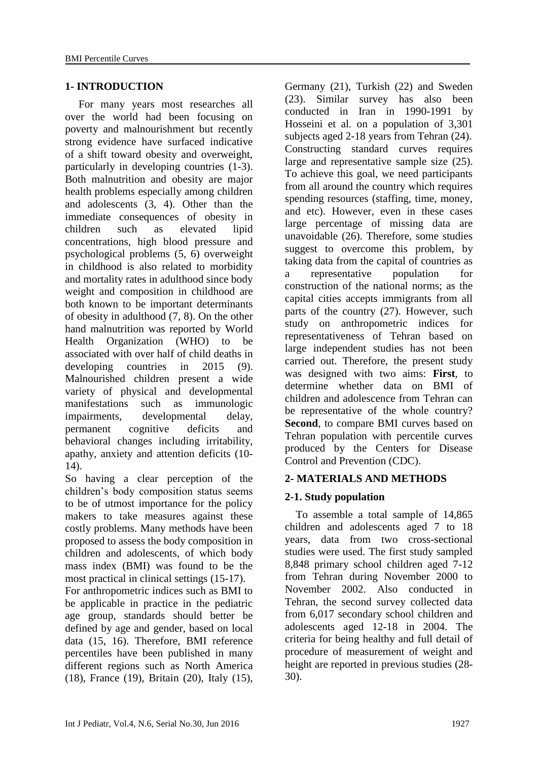## 1- INTRODUCTION

For many years most researches all over the world had been focusing on poverty and malnourishment but recently strong evidence have surfaced indicative of a shift toward obesity and overweight, particularly in developing countries (1-3). Both malnutrition and obesity are major health problems especially among children and adolescents (3, 4). Other than the immediate consequences of obesity in children such as elevated lipid concentrations, high blood pressure and psychological problems (5, 6) overweight in childhood is also related to morbidity and mortality rates in adulthood since body weight and composition in childhood are both known to be important determinants of obesity in adulthood (7, 8). On the other hand malnutrition was reported by World Health Organization (WHO) to be associated with over half of child deaths in developing countries in 2015 (9). Malnourished children present a wide variety of physical and developmental manifestations such as immunologic impairments, developmental delay, permanent cognitive deficits and behavioral changes including irritability, apathy, anxiety and attention deficits (10-14).

So having a clear perception of the children's body composition status seems to be of utmost importance for the policy makers to take measures against these costly problems. Many methods have been proposed to assess the body composition in children and adolescents, of which body mass index (BMI) was found to be the most practical in clinical settings (15-17).

For anthropometric indices such as BMI to be applicable in practice in the pediatric age group, standards should better be defined by age and gender, based on local data (15, 16). Therefore, BMI reference percentiles have been published in many different regions such as North America (18), France (19), Britain (20), Italy (15), Germany (21), Turkish (22) and Sweden (23). Similar survey has also been conducted in Iran in 1990-1991 by Hosseini et al. on a population of 3,301 subjects aged 2-18 years from Tehran (24). Constructing standard curves requires large and representative sample size (25). To achieve this goal, we need participants from all around the country which requires spending resources (staffing, time, money, and etc). However, even in these cases large percentage of missing data are unavoidable (26). Therefore, some studies suggest to overcome this problem, by taking data from the capital of countries as a representative population for construction of the national norms; as the capital cities accepts immigrants from all parts of the country (27). However, such study on anthropometric indices for representativeness of Tehran based on large independent studies has not been carried out. Therefore, the present study was designed with two aims: **First**, to determine whether data on BMI of children and adolescence from Tehran can be representative of the whole country? **Second**, to compare BMI curves based on Tehran population with percentile curves produced by the Centers for Disease Control and Prevention (CDC).

## 2- MATERIALS AND METHODS

### 2-1. Study population

To assemble a total sample of 14,865 children and adolescents aged 7 to 18 years, data from two cross-sectional studies were used. The first study sampled 8,848 primary school children aged 7-12 from Tehran during November 2000 to November 2002. Also conducted in Tehran, the second survey collected data from 6,017 secondary school children and adolescents aged 12-18 in 2004. The criteria for being healthy and full detail of procedure of measurement of weight and height are reported in previous studies (28-30).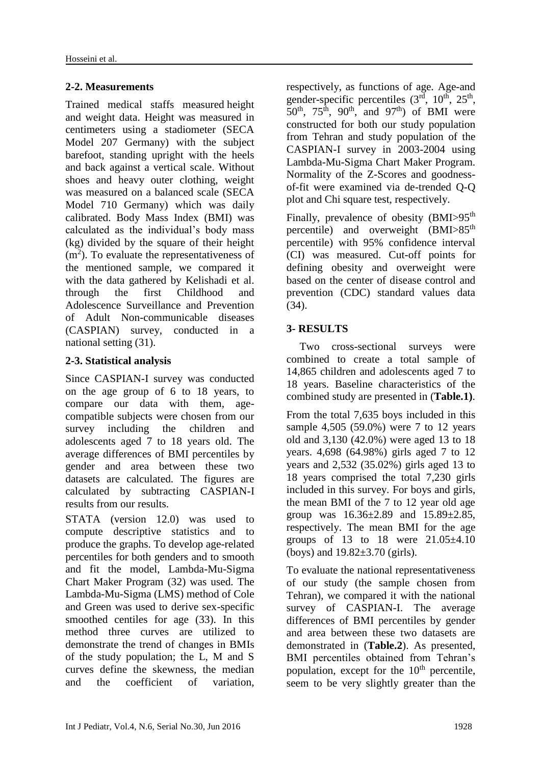### 2-2. Measurements

Trained medical staffs measured height and weight data. Height was measured in centimeters using a stadiometer (SECA Model 207 Germany) with the subject barefoot, standing upright with the heels and back against a vertical scale. Without shoes and heavy outer clothing, weight was measured on a balanced scale (SECA Model 710 Germany) which was daily calibrated. Body Mass Index (BMI) was calculated as the individual's body mass (kg) divided by the square of their height ($m^2$). To evaluate the representativeness of the mentioned sample, we compared it with the data gathered by Kelishadi et al. through the first Childhood and Adolescence Surveillance and Prevention of Adult Non-communicable diseases (CASPIAN) survey, conducted in a national setting (31).

### 2-3. Statistical analysis

Since CASPIAN-I survey was conducted on the age group of 6 to 18 years, to compare our data with them, age-compatible subjects were chosen from our survey including the children and adolescents aged 7 to 18 years old. The average differences of BMI percentiles by gender and area between these two datasets are calculated. The figures are calculated by subtracting CASPIAN-I results from our results.

STATA (version 12.0) was used to compute descriptive statistics and to produce the graphs. To develop age-related percentiles for both genders and to smooth and fit the model, Lambda-Mu-Sigma Chart Maker Program (32) was used. The Lambda-Mu-Sigma (LMS) method of Cole and Green was used to derive sex-specific smoothed centiles for age (33). In this method three curves are utilized to demonstrate the trend of changes in BMIs of the study population; the L, M and S curves define the skewness, the median and the coefficient of variation, respectively, as functions of age. Age-and gender-specific percentiles ($3^{rd}$, $10^{th}$, $25^{th}$, $50^{th}$, $75^{th}$, $90^{th}$, and $97^{th}$) of BMI were constructed for both our study population from Tehran and study population of the CASPIAN-I survey in 2003-2004 using Lambda-Mu-Sigma Chart Maker Program. Normality of the Z-Scores and goodness-of-fit were examined via de-trended Q-Q plot and Chi square test, respectively.

Finally, prevalence of obesity (BMI>$95^{th}$ percentile) and overweight (BMI>$85^{th}$ percentile) with 95% confidence interval (CI) was measured. Cut-off points for defining obesity and overweight were based on the center of disease control and prevention (CDC) standard values data (34).

## 3- RESULTS

Two cross-sectional surveys were combined to create a total sample of 14,865 children and adolescents aged 7 to 18 years. Baseline characteristics of the combined study are presented in (**Table.1**).

From the total 7,635 boys included in this sample 4,505 (59.0%) were 7 to 12 years old and 3,130 (42.0%) were aged 13 to 18 years. 4,698 (64.98%) girls aged 7 to 12 years and 2,532 (35.02%) girls aged 13 to 18 years comprised the total 7,230 girls included in this survey. For boys and girls, the mean BMI of the 7 to 12 year old age group was 16.36±2.89 and 15.89±2.85, respectively. The mean BMI for the age groups of 13 to 18 were 21.05±4.10 (boys) and 19.82±3.70 (girls).

To evaluate the national representativeness of our study (the sample chosen from Tehran), we compared it with the national survey of CASPIAN-I. The average differences of BMI percentiles by gender and area between these two datasets are demonstrated in (**Table.2**). As presented, BMI percentiles obtained from Tehran's population, except for the $10^{th}$ percentile, seem to be very slightly greater than the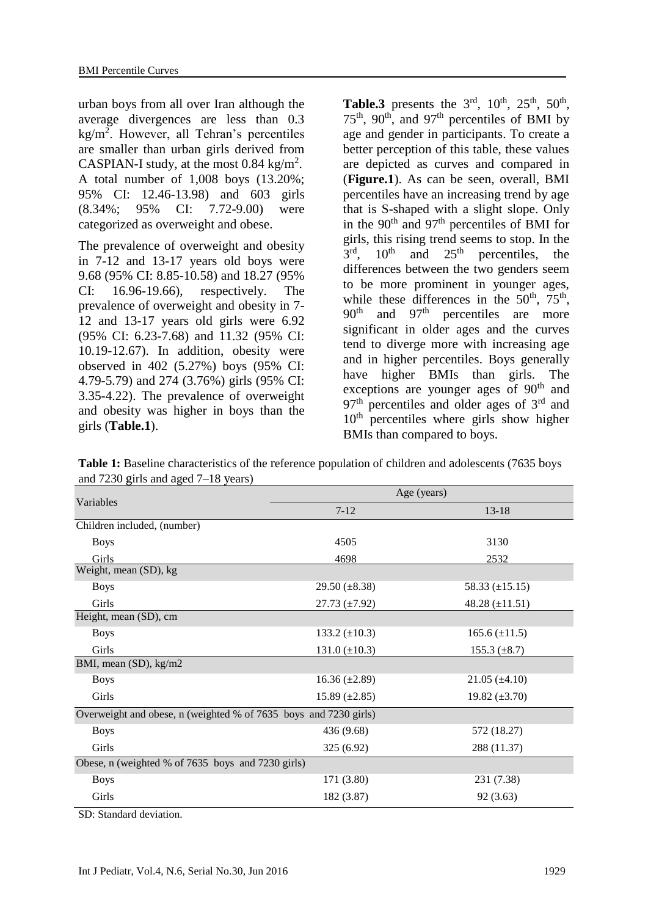urban boys from all over Iran although the average divergences are less than 0.3 $kg/m^2$. However, all Tehran's percentiles are smaller than urban girls derived from CASPIAN-I study, at the most 0.84 $kg/m^2$. A total number of 1,008 boys (13.20%; 95% CI: 12.46-13.98) and 603 girls (8.34%; 95% CI: 7.72-9.00) were categorized as overweight and obese.

The prevalence of overweight and obesity in 7-12 and 13-17 years old boys were 9.68 (95% CI: 8.85-10.58) and 18.27 (95% CI: 16.96-19.66), respectively. The prevalence of overweight and obesity in 7-12 and 13-17 years old girls were 6.92 (95% CI: 6.23-7.68) and 11.32 (95% CI: 10.19-12.67). In addition, obesity were observed in 402 (5.27%) boys (95% CI: 4.79-5.79) and 274 (3.76%) girls (95% CI: 3.35-4.22). The prevalence of overweight and obesity was higher in boys than the girls (**Table.1**).

**Table.3** presents the 3rd, 10th, 25th, 50th, 75th, 90th, and 97th percentiles of BMI by age and gender in participants. To create a better perception of this table, these values are depicted as curves and compared in (**Figure.1**). As can be seen, overall, BMI percentiles have an increasing trend by age that is S-shaped with a slight slope. Only in the 90th and 97th percentiles of BMI for girls, this rising trend seems to stop. In the 3rd, 10th and 25th percentiles, the differences between the two genders seem to be more prominent in younger ages, while these differences in the 50th, 75th, 90th and 97th percentiles are more significant in older ages and the curves tend to diverge more with increasing age and in higher percentiles. Boys generally have higher BMIs than girls. The exceptions are younger ages of 90th and 97th percentiles and older ages of 3rd and 10th percentiles where girls show higher BMIs than compared to boys.

**Table 1:** Baseline characteristics of the reference population of children and adolescents (7635 boys and 7230 girls and aged 7–18 years)

| Variables | Age (years) | |
|---|---|---|
| | 7-12 | 13-18 |
| Children included, (number) | | |
| Boys | 4505 | 3130 |
| Girls | 4698 | 2532 |
| Weight, mean (SD), kg | | |
| Boys | 29.50 (±8.38) | 58.33 (±15.15) |
| Girls | 27.73 (±7.92) | 48.28 (±11.51) |
| Height, mean (SD), cm | | |
| Boys | 133.2 (±10.3) | 165.6 (±11.5) |
| Girls | 131.0 (±10.3) | 155.3 (±8.7) |
| BMI, mean (SD), kg/m2 | | |
| Boys | 16.36 (±2.89) | 21.05 (±4.10) |
| Girls | 15.89 (±2.85) | 19.82 (±3.70) |
| Overweight and obese, n (weighted % of 7635 boys and 7230 girls) | | |
| Boys | 436 (9.68) | 572 (18.27) |
| Girls | 325 (6.92) | 288 (11.37) |
| Obese, n (weighted % of 7635 boys and 7230 girls) | | |
| Boys | 171 (3.80) | 231 (7.38) |
| Girls | 182 (3.87) | 92 (3.63) |

SD: Standard deviation.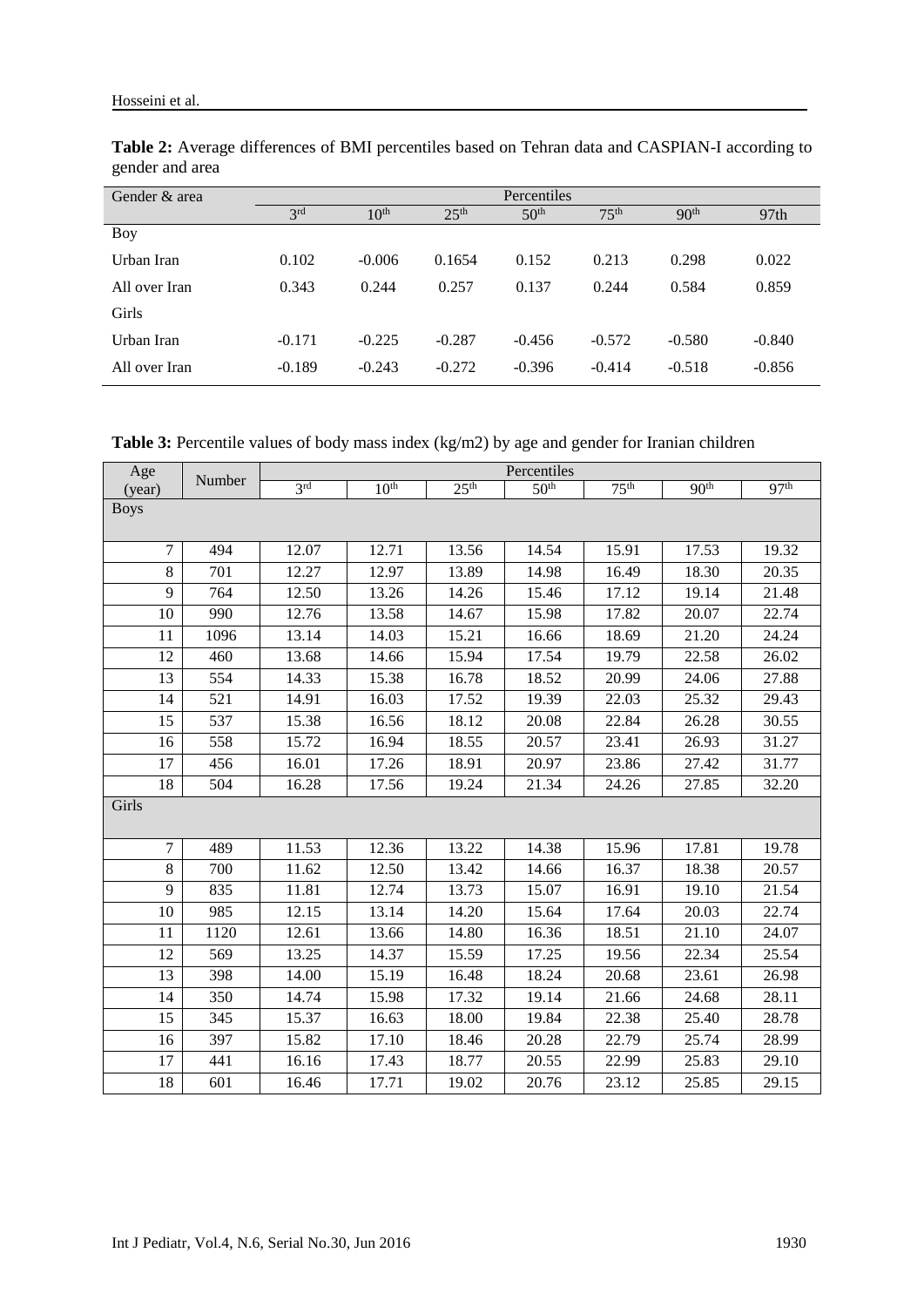**Table 2:** Average differences of BMI percentiles based on Tehran data and CASPIAN-I according to gender and area

| Gender & area | Percentiles | | | | | | |
|---|---|---|---|---|---|---|---|
| | 3rd | 10th | 25th | 50th | 75th | 90th | 97th |
| Boy | | | | | | | |
| Urban Iran | 0.102 | -0.006 | 0.1654 | 0.152 | 0.213 | 0.298 | 0.022 |
| All over Iran | 0.343 | 0.244 | 0.257 | 0.137 | 0.244 | 0.584 | 0.859 |
| Girls | | | | | | | |
| Urban Iran | -0.171 | -0.225 | -0.287 | -0.456 | -0.572 | -0.580 | -0.840 |
| All over Iran | -0.189 | -0.243 | -0.272 | -0.396 | -0.414 | -0.518 | -0.856 |

**Table 3:** Percentile values of body mass index (kg/m2) by age and gender for Iranian children

| Age (year) | Number | Percentiles | | | | | | |
|---|---|---|---|---|---|---|---|---|
| | | 3rd | 10th | 25th | 50th | 75th | 90th | 97th |
| Boys | | | | | | | | |
| 7 | 494 | 12.07 | 12.71 | 13.56 | 14.54 | 15.91 | 17.53 | 19.32 |
| 8 | 701 | 12.27 | 12.97 | 13.89 | 14.98 | 16.49 | 18.30 | 20.35 |
| 9 | 764 | 12.50 | 13.26 | 14.26 | 15.46 | 17.12 | 19.14 | 21.48 |
| 10 | 990 | 12.76 | 13.58 | 14.67 | 15.98 | 17.82 | 20.07 | 22.74 |
| 11 | 1096 | 13.14 | 14.03 | 15.21 | 16.66 | 18.69 | 21.20 | 24.24 |
| 12 | 460 | 13.68 | 14.66 | 15.94 | 17.54 | 19.79 | 22.58 | 26.02 |
| 13 | 554 | 14.33 | 15.38 | 16.78 | 18.52 | 20.99 | 24.06 | 27.88 |
| 14 | 521 | 14.91 | 16.03 | 17.52 | 19.39 | 22.03 | 25.32 | 29.43 |
| 15 | 537 | 15.38 | 16.56 | 18.12 | 20.08 | 22.84 | 26.28 | 30.55 |
| 16 | 558 | 15.72 | 16.94 | 18.55 | 20.57 | 23.41 | 26.93 | 31.27 |
| 17 | 456 | 16.01 | 17.26 | 18.91 | 20.97 | 23.86 | 27.42 | 31.77 |
| 18 | 504 | 16.28 | 17.56 | 19.24 | 21.34 | 24.26 | 27.85 | 32.20 |
| Girls | | | | | | | | |
| 7 | 489 | 11.53 | 12.36 | 13.22 | 14.38 | 15.96 | 17.81 | 19.78 |
| 8 | 700 | 11.62 | 12.50 | 13.42 | 14.66 | 16.37 | 18.38 | 20.57 |
| 9 | 835 | 11.81 | 12.74 | 13.73 | 15.07 | 16.91 | 19.10 | 21.54 |
| 10 | 985 | 12.15 | 13.14 | 14.20 | 15.64 | 17.64 | 20.03 | 22.74 |
| 11 | 1120 | 12.61 | 13.66 | 14.80 | 16.36 | 18.51 | 21.10 | 24.07 |
| 12 | 569 | 13.25 | 14.37 | 15.59 | 17.25 | 19.56 | 22.34 | 25.54 |
| 13 | 398 | 14.00 | 15.19 | 16.48 | 18.24 | 20.68 | 23.61 | 26.98 |
| 14 | 350 | 14.74 | 15.98 | 17.32 | 19.14 | 21.66 | 24.68 | 28.11 |
| 15 | 345 | 15.37 | 16.63 | 18.00 | 19.84 | 22.38 | 25.40 | 28.78 |
| 16 | 397 | 15.82 | 17.10 | 18.46 | 20.28 | 22.79 | 25.74 | 28.99 |
| 17 | 441 | 16.16 | 17.43 | 18.77 | 20.55 | 22.99 | 25.83 | 29.10 |
| 18 | 601 | 16.46 | 17.71 | 19.02 | 20.76 | 23.12 | 25.85 | 29.15 |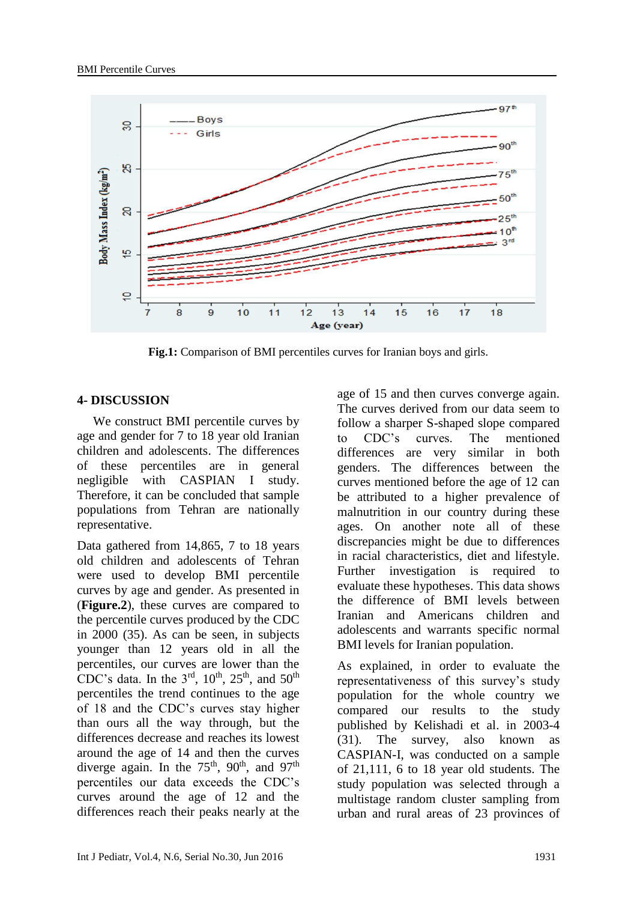**Fig.1:** Comparison of BMI percentiles curves for Iranian boys and girls.

## 4- DISCUSSION

We construct BMI percentile curves by age and gender for 7 to 18 year old Iranian children and adolescents. The differences of these percentiles are in general negligible with CASPIAN I study. Therefore, it can be concluded that sample populations from Tehran are nationally representative.

Data gathered from 14,865, 7 to 18 years old children and adolescents of Tehran were used to develop BMI percentile curves by age and gender. As presented in (**Figure.2**), these curves are compared to the percentile curves produced by the CDC in 2000 (35). As can be seen, in subjects younger than 12 years old in all the percentiles, our curves are lower than the CDC's data. In the 3rd, 10th, 25th, and 50th percentiles the trend continues to the age of 18 and the CDC's curves stay higher than ours all the way through, but the differences decrease and reaches its lowest around the age of 14 and then the curves diverge again. In the 75th, 90th, and 97th percentiles our data exceeds the CDC's curves around the age of 12 and the differences reach their peaks nearly at the age of 15 and then curves converge again. The curves derived from our data seem to follow a sharper S-shaped slope compared to CDC's curves. The mentioned differences are very similar in both genders. The differences between the curves mentioned before the age of 12 can be attributed to a higher prevalence of malnutrition in our country during these ages. On another note all of these discrepancies might be due to differences in racial characteristics, diet and lifestyle. Further investigation is required to evaluate these hypotheses. This data shows the difference of BMI levels between Iranian and Americans children and adolescents and warrants specific normal BMI levels for Iranian population.

As explained, in order to evaluate the representativeness of this survey's study population for the whole country we compared our results to the study published by Kelishadi et al. in 2003-4 (31). The survey, also known as CASPIAN-I, was conducted on a sample of 21,111, 6 to 18 year old students. The study population was selected through a multistage random cluster sampling from urban and rural areas of 23 provinces of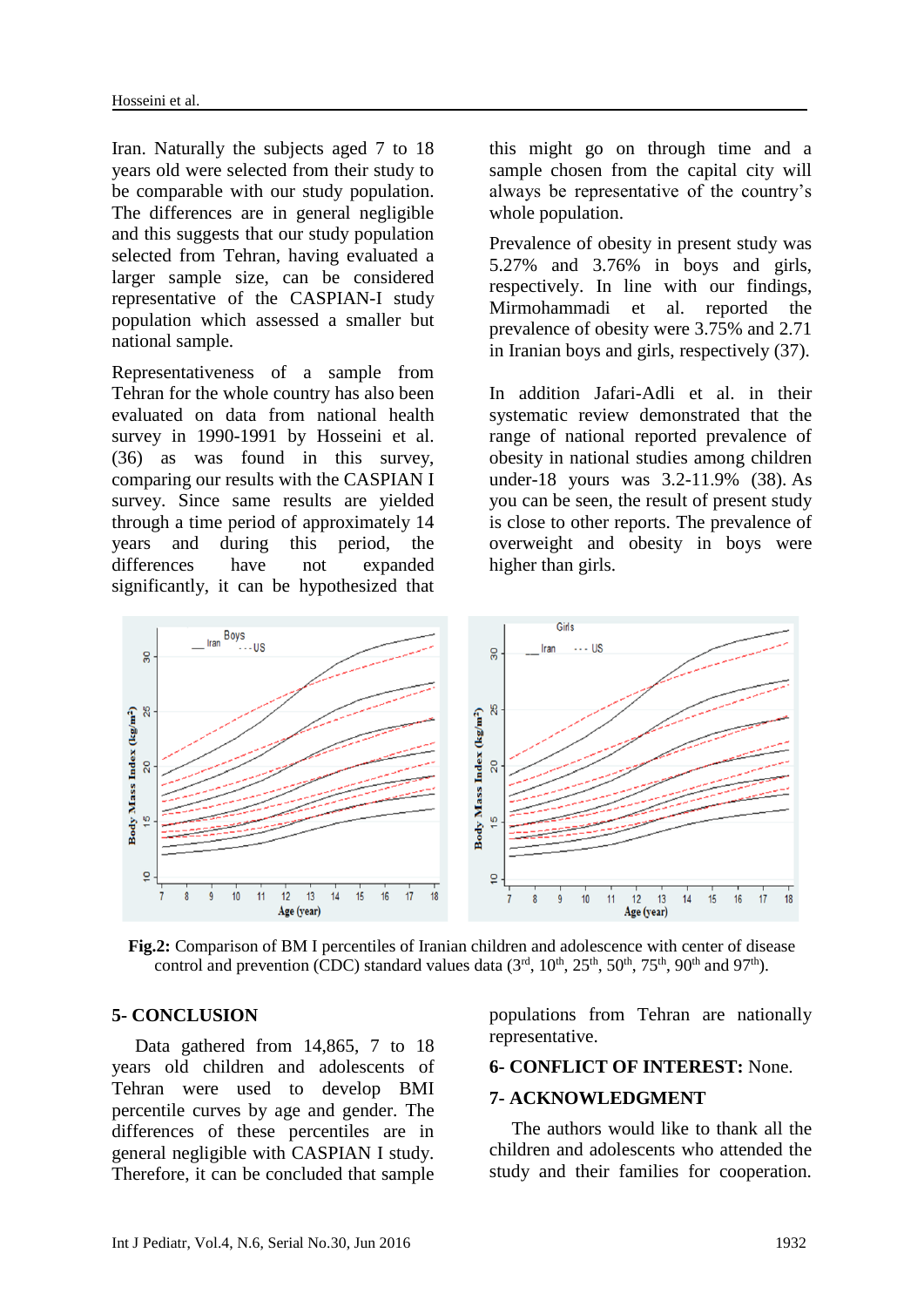Iran. Naturally the subjects aged 7 to 18 years old were selected from their study to be comparable with our study population. The differences are in general negligible and this suggests that our study population selected from Tehran, having evaluated a larger sample size, can be considered representative of the CASPIAN-I study population which assessed a smaller but national sample.

Representativeness of a sample from Tehran for the whole country has also been evaluated on data from national health survey in 1990-1991 by Hosseini et al. (36) as was found in this survey, comparing our results with the CASPIAN I survey. Since same results are yielded through a time period of approximately 14 years and during this period, the differences have not expanded significantly, it can be hypothesized that this might go on through time and a sample chosen from the capital city will always be representative of the country's whole population.

Prevalence of obesity in present study was 5.27% and 3.76% in boys and girls, respectively. In line with our findings, Mirmohammadi et al. reported the prevalence of obesity were 3.75% and 2.71 in Iranian boys and girls, respectively (37).

In addition Jafari-Adli et al. in their systematic review demonstrated that the range of national reported prevalence of obesity in national studies among children under-18 yours was 3.2-11.9% (38). As you can be seen, the result of present study is close to other reports. The prevalence of overweight and obesity in boys were higher than girls.

**Fig.2:** Comparison of BM I percentiles of Iranian children and adolescence with center of disease control and prevention (CDC) standard values data (3rd, 10th, 25th, 50th, 75th, 90th and 97th).

## 5- CONCLUSION

Data gathered from 14,865, 7 to 18 years old children and adolescents of Tehran were used to develop BMI percentile curves by age and gender. The differences of these percentiles are in general negligible with CASPIAN I study. Therefore, it can be concluded that sample populations from Tehran are nationally representative.

## 6- CONFLICT OF INTEREST: None.

## 7- ACKNOWLEDGMENT

The authors would like to thank all the children and adolescents who attended the study and their families for cooperation.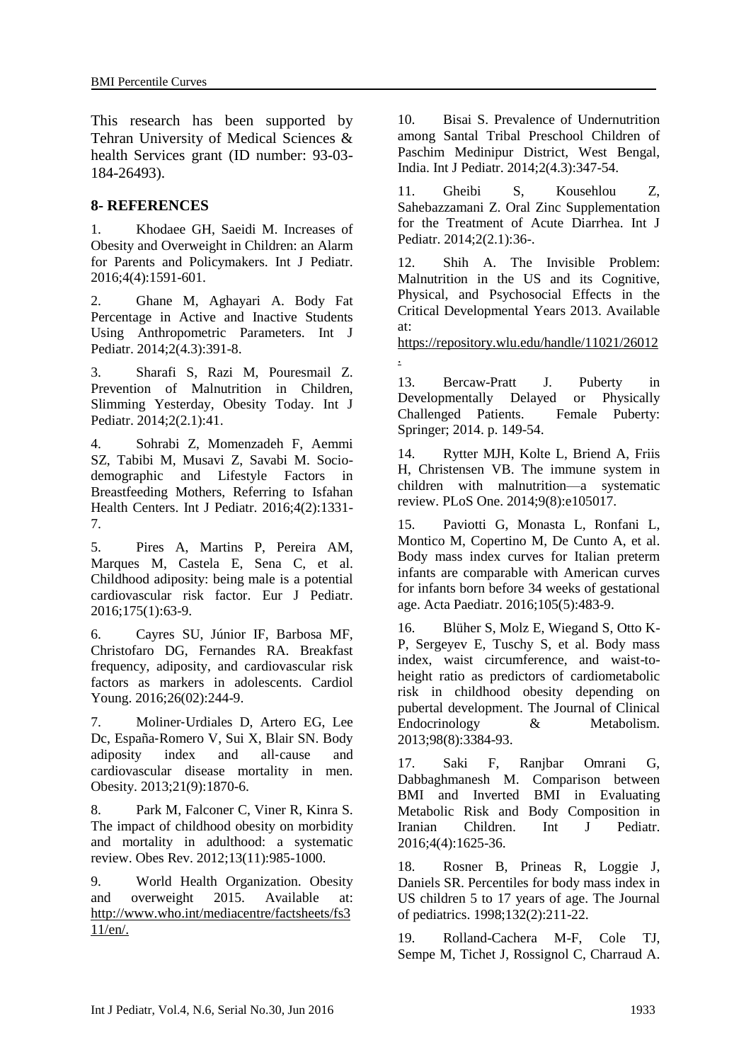This research has been supported by Tehran University of Medical Sciences & health Services grant (ID number: 93-03-184-26493).

## 8- REFERENCES

1. Khodaee GH, Saeidi M. Increases of Obesity and Overweight in Children: an Alarm for Parents and Policymakers. Int J Pediatr. 2016;4(4):1591-601.

2. Ghane M, Aghayari A. Body Fat Percentage in Active and Inactive Students Using Anthropometric Parameters. Int J Pediatr. 2014;2(4.3):391-8.

3. Sharafi S, Razi M, Pouresmail Z. Prevention of Malnutrition in Children, Slimming Yesterday, Obesity Today. Int J Pediatr. 2014;2(2.1):41.

4. Sohrabi Z, Momenzadeh F, Aemmi SZ, Tabibi M, Musavi Z, Savabi M. Socio-demographic and Lifestyle Factors in Breastfeeding Mothers, Referring to Isfahan Health Centers. Int J Pediatr. 2016;4(2):1331-7.

5. Pires A, Martins P, Pereira AM, Marques M, Castela E, Sena C, et al. Childhood adiposity: being male is a potential cardiovascular risk factor. Eur J Pediatr. 2016;175(1):63-9.

6. Cayres SU, Júnior IF, Barbosa MF, Christofaro DG, Fernandes RA. Breakfast frequency, adiposity, and cardiovascular risk factors as markers in adolescents. Cardiol Young. 2016;26(02):244-9.

7. Moliner‐Urdiales D, Artero EG, Lee Dc, España‐Romero V, Sui X, Blair SN. Body adiposity index and all‐cause and cardiovascular disease mortality in men. Obesity. 2013;21(9):1870-6.

8. Park M, Falconer C, Viner R, Kinra S. The impact of childhood obesity on morbidity and mortality in adulthood: a systematic review. Obes Rev. 2012;13(11):985-1000.

9. World Health Organization. Obesity and overweight 2015. Available at: http://www.who.int/mediacentre/factsheets/fs311/en/.

10. Bisai S. Prevalence of Undernutrition among Santal Tribal Preschool Children of Paschim Medinipur District, West Bengal, India. Int J Pediatr. 2014;2(4.3):347-54.

11. Gheibi S, Kousehlou Z, Sahebazzamani Z. Oral Zinc Supplementation for the Treatment of Acute Diarrhea. Int J Pediatr. 2014;2(2.1):36-.

12. Shih A. The Invisible Problem: Malnutrition in the US and its Cognitive, Physical, and Psychosocial Effects in the Critical Developmental Years 2013. Available at: https://repository.wlu.edu/handle/11021/26012.

13. Bercaw-Pratt J. Puberty in Developmentally Delayed or Physically Challenged Patients. Female Puberty: Springer; 2014. p. 149-54.

14. Rytter MJH, Kolte L, Briend A, Friis H, Christensen VB. The immune system in children with malnutrition—a systematic review. PLoS One. 2014;9(8):e105017.

15. Paviotti G, Monasta L, Ronfani L, Montico M, Copertino M, De Cunto A, et al. Body mass index curves for Italian preterm infants are comparable with American curves for infants born before 34 weeks of gestational age. Acta Paediatr. 2016;105(5):483-9.

16. Blüher S, Molz E, Wiegand S, Otto K-P, Sergeyev E, Tuschy S, et al. Body mass index, waist circumference, and waist-to-height ratio as predictors of cardiometabolic risk in childhood obesity depending on pubertal development. The Journal of Clinical Endocrinology & Metabolism. 2013;98(8):3384-93.

17. Saki F, Ranjbar Omrani G, Dabbaghmanesh M. Comparison between BMI and Inverted BMI in Evaluating Metabolic Risk and Body Composition in Iranian Children. Int J Pediatr. 2016;4(4):1625-36.

18. Rosner B, Prineas R, Loggie J, Daniels SR. Percentiles for body mass index in US children 5 to 17 years of age. The Journal of pediatrics. 1998;132(2):211-22.

19. Rolland-Cachera M-F, Cole TJ, Sempe M, Tichet J, Rossignol C, Charraud A.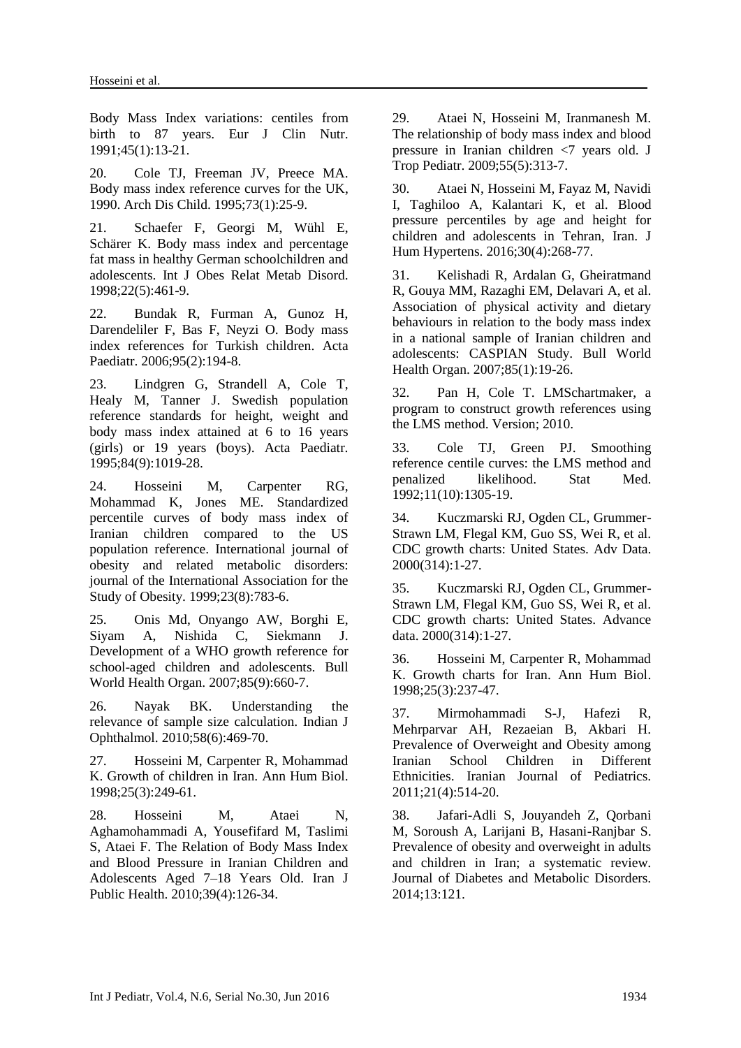Body Mass Index variations: centiles from birth to 87 years. Eur J Clin Nutr. 1991;45(1):13-21.

20. Cole TJ, Freeman JV, Preece MA. Body mass index reference curves for the UK, 1990. Arch Dis Child. 1995;73(1):25-9.

21. Schaefer F, Georgi M, Wühl E, Schärer K. Body mass index and percentage fat mass in healthy German schoolchildren and adolescents. Int J Obes Relat Metab Disord. 1998;22(5):461-9.

22. Bundak R, Furman A, Gunoz H, Darendeliler F, Bas F, Neyzi O. Body mass index references for Turkish children. Acta Paediatr. 2006;95(2):194-8.

23. Lindgren G, Strandell A, Cole T, Healy M, Tanner J. Swedish population reference standards for height, weight and body mass index attained at 6 to 16 years (girls) or 19 years (boys). Acta Paediatr. 1995;84(9):1019-28.

24. Hosseini M, Carpenter RG, Mohammad K, Jones ME. Standardized percentile curves of body mass index of Iranian children compared to the US population reference. International journal of obesity and related metabolic disorders: journal of the International Association for the Study of Obesity. 1999;23(8):783-6.

25. Onis Md, Onyango AW, Borghi E, Siyam A, Nishida C, Siekmann J. Development of a WHO growth reference for school-aged children and adolescents. Bull World Health Organ. 2007;85(9):660-7.

26. Nayak BK. Understanding the relevance of sample size calculation. Indian J Ophthalmol. 2010;58(6):469-70.

27. Hosseini M, Carpenter R, Mohammad K. Growth of children in Iran. Ann Hum Biol. 1998;25(3):249-61.

28. Hosseini M, Ataei N, Aghamohammadi A, Yousefifard M, Taslimi S, Ataei F. The Relation of Body Mass Index and Blood Pressure in Iranian Children and Adolescents Aged 7–18 Years Old. Iran J Public Health. 2010;39(4):126-34.

29. Ataei N, Hosseini M, Iranmanesh M. The relationship of body mass index and blood pressure in Iranian children <7 years old. J Trop Pediatr. 2009;55(5):313-7.

30. Ataei N, Hosseini M, Fayaz M, Navidi I, Taghiloo A, Kalantari K, et al. Blood pressure percentiles by age and height for children and adolescents in Tehran, Iran. J Hum Hypertens. 2016;30(4):268-77.

31. Kelishadi R, Ardalan G, Gheiratmand R, Gouya MM, Razaghi EM, Delavari A, et al. Association of physical activity and dietary behaviours in relation to the body mass index in a national sample of Iranian children and adolescents: CASPIAN Study. Bull World Health Organ. 2007;85(1):19-26.

32. Pan H, Cole T. LMSchartmaker, a program to construct growth references using the LMS method. Version; 2010.

33. Cole TJ, Green PJ. Smoothing reference centile curves: the LMS method and penalized likelihood. Stat Med. 1992;11(10):1305-19.

34. Kuczmarski RJ, Ogden CL, Grummer-Strawn LM, Flegal KM, Guo SS, Wei R, et al. CDC growth charts: United States. Adv Data. 2000(314):1-27.

35. Kuczmarski RJ, Ogden CL, Grummer-Strawn LM, Flegal KM, Guo SS, Wei R, et al. CDC growth charts: United States. Advance data. 2000(314):1-27.

36. Hosseini M, Carpenter R, Mohammad K. Growth charts for Iran. Ann Hum Biol. 1998;25(3):237-47.

37. Mirmohammadi S-J, Hafezi R, Mehrparvar AH, Rezaeian B, Akbari H. Prevalence of Overweight and Obesity among Iranian School Children in Different Ethnicities. Iranian Journal of Pediatrics. 2011;21(4):514-20.

38. Jafari-Adli S, Jouyandeh Z, Qorbani M, Soroush A, Larijani B, Hasani-Ranjbar S. Prevalence of obesity and overweight in adults and children in Iran; a systematic review. Journal of Diabetes and Metabolic Disorders. 2014;13:121.